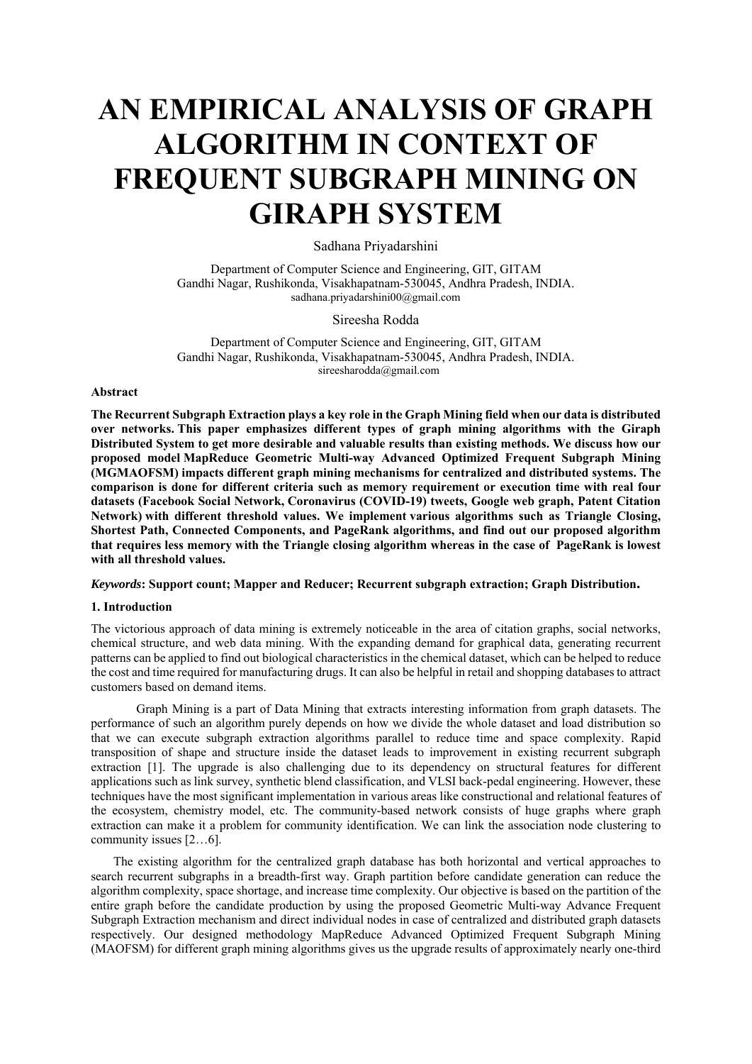# AN EMPIRICAL ANALYSIS OF GRAPH ALGORITHM IN CONTEXT OF FREQUENT SUBGRAPH MINING ON GIRAPH SYSTEM

Sadhana Priyadarshini

Department of Computer Science and Engineering, GIT, GITAM
Gandhi Nagar, Rushikonda, Visakhapatnam-530045, Andhra Pradesh, INDIA.
sadhana.priyadarshini00@gmail.com

Sireesha Rodda

Department of Computer Science and Engineering, GIT, GITAM
Gandhi Nagar, Rushikonda, Visakhapatnam-530045, Andhra Pradesh, INDIA.
sireesharodda@gmail.com

**Abstract**

**The Recurrent Subgraph Extraction plays a key role in the Graph Mining field when our data is distributed over networks. This paper emphasizes different types of graph mining algorithms with the Giraph Distributed System to get more desirable and valuable results than existing methods. We discuss how our proposed model MapReduce Geometric Multi-way Advanced Optimized Frequent Subgraph Mining (MGMAOFSM) impacts different graph mining mechanisms for centralized and distributed systems. The comparison is done for different criteria such as memory requirement or execution time with real four datasets (Facebook Social Network, Coronavirus (COVID-19) tweets, Google web graph, Patent Citation Network) with different threshold values. We implement various algorithms such as Triangle Closing, Shortest Path, Connected Components, and PageRank algorithms, and find out our proposed algorithm that requires less memory with the Triangle closing algorithm whereas in the case of PageRank is lowest with all threshold values.**

***Keywords*: Support count; Mapper and Reducer; Recurrent subgraph extraction; Graph Distribution.**

## 1. Introduction

The victorious approach of data mining is extremely noticeable in the area of citation graphs, social networks, chemical structure, and web data mining. With the expanding demand for graphical data, generating recurrent patterns can be applied to find out biological characteristics in the chemical dataset, which can be helped to reduce the cost and time required for manufacturing drugs. It can also be helpful in retail and shopping databases to attract customers based on demand items.

Graph Mining is a part of Data Mining that extracts interesting information from graph datasets. The performance of such an algorithm purely depends on how we divide the whole dataset and load distribution so that we can execute subgraph extraction algorithms parallel to reduce time and space complexity. Rapid transposition of shape and structure inside the dataset leads to improvement in existing recurrent subgraph extraction [1]. The upgrade is also challenging due to its dependency on structural features for different applications such as link survey, synthetic blend classification, and VLSI back-pedal engineering. However, these techniques have the most significant implementation in various areas like constructional and relational features of the ecosystem, chemistry model, etc. The community-based network consists of huge graphs where graph extraction can make it a problem for community identification. We can link the association node clustering to community issues [2…6].

The existing algorithm for the centralized graph database has both horizontal and vertical approaches to search recurrent subgraphs in a breadth-first way. Graph partition before candidate generation can reduce the algorithm complexity, space shortage, and increase time complexity. Our objective is based on the partition of the entire graph before the candidate production by using the proposed Geometric Multi-way Advance Frequent Subgraph Extraction mechanism and direct individual nodes in case of centralized and distributed graph datasets respectively. Our designed methodology MapReduce Advanced Optimized Frequent Subgraph Mining (MAOFSM) for different graph mining algorithms gives us the upgrade results of approximately nearly one-third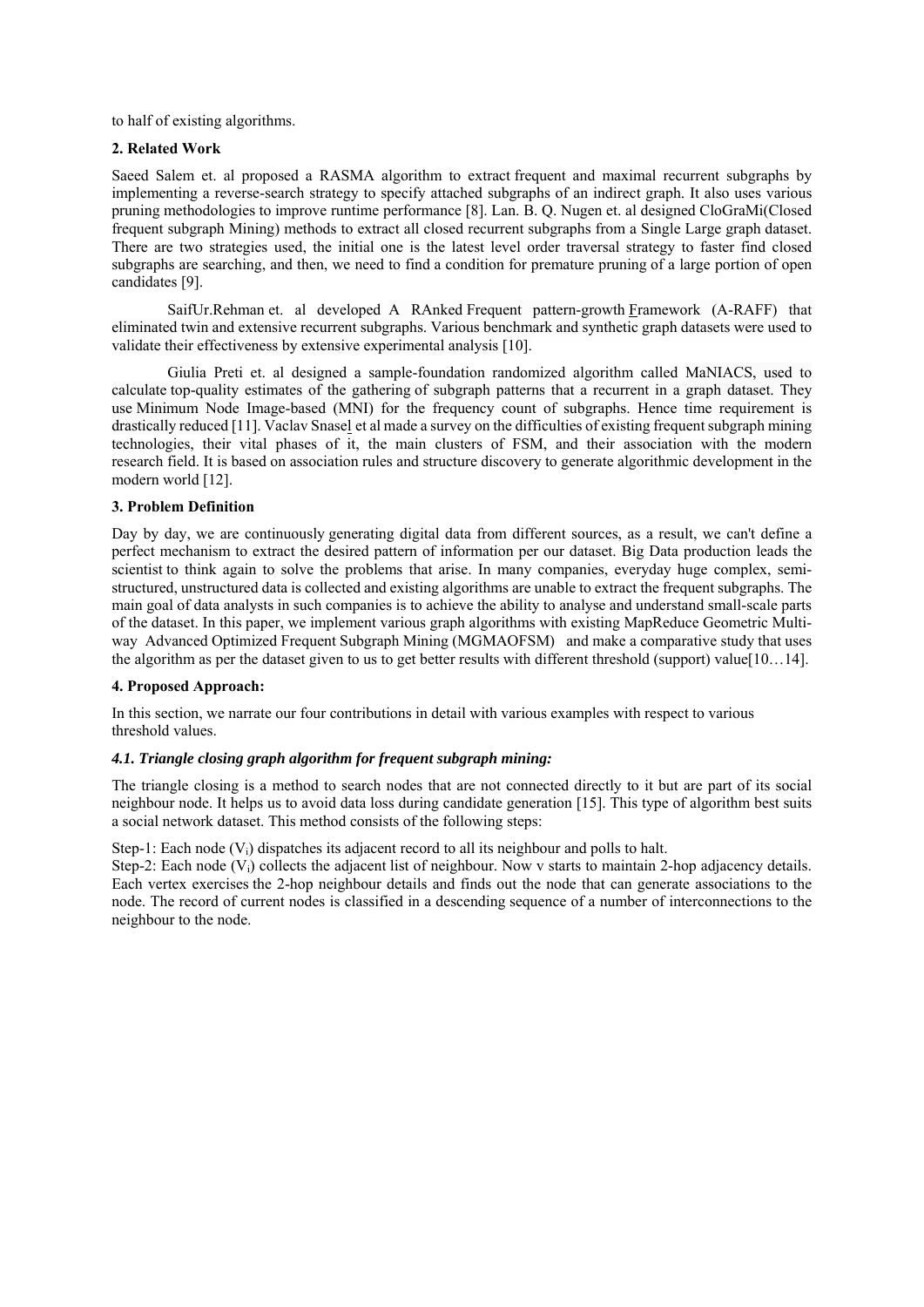to half of existing algorithms.

## 2. Related Work

Saeed Salem et. al proposed a RASMA algorithm to extract frequent and maximal recurrent subgraphs by implementing a reverse-search strategy to specify attached subgraphs of an indirect graph. It also uses various pruning methodologies to improve runtime performance [8]. Lan. B. Q. Nugen et. al designed CloGraMi(Closed frequent subgraph Mining) methods to extract all closed recurrent subgraphs from a Single Large graph dataset. There are two strategies used, the initial one is the latest level order traversal strategy to faster find closed subgraphs are searching, and then, we need to find a condition for premature pruning of a large portion of open candidates [9].

SaifUr.Rehman et. al developed A RAnked Frequent pattern-growth Framework (A-RAFF) that eliminated twin and extensive recurrent subgraphs. Various benchmark and synthetic graph datasets were used to validate their effectiveness by extensive experimental analysis [10].

Giulia Preti et. al designed a sample-foundation randomized algorithm called MaNIACS, used to calculate top-quality estimates of the gathering of subgraph patterns that a recurrent in a graph dataset. They use Minimum Node Image-based (MNI) for the frequency count of subgraphs. Hence time requirement is drastically reduced [11]. Vaclav Snasel et al made a survey on the difficulties of existing frequent subgraph mining technologies, their vital phases of it, the main clusters of FSM, and their association with the modern research field. It is based on association rules and structure discovery to generate algorithmic development in the modern world [12].

## 3. Problem Definition

Day by day, we are continuously generating digital data from different sources, as a result, we can't define a perfect mechanism to extract the desired pattern of information per our dataset. Big Data production leads the scientist to think again to solve the problems that arise. In many companies, everyday huge complex, semi-structured, unstructured data is collected and existing algorithms are unable to extract the frequent subgraphs. The main goal of data analysts in such companies is to achieve the ability to analyse and understand small-scale parts of the dataset. In this paper, we implement various graph algorithms with existing MapReduce Geometric Multi-way Advanced Optimized Frequent Subgraph Mining (MGMAOFSM) and make a comparative study that uses the algorithm as per the dataset given to us to get better results with different threshold (support) value[10…14].

## 4. Proposed Approach:

In this section, we narrate our four contributions in detail with various examples with respect to various threshold values.

### *4.1. Triangle closing graph algorithm for frequent subgraph mining:*

The triangle closing is a method to search nodes that are not connected directly to it but are part of its social neighbour node. It helps us to avoid data loss during candidate generation [15]. This type of algorithm best suits a social network dataset. This method consists of the following steps:

Step-1: Each node ($V_i$) dispatches its adjacent record to all its neighbour and polls to halt.
Step-2: Each node ($V_i$) collects the adjacent list of neighbour. Now v starts to maintain 2-hop adjacency details. Each vertex exercises the 2-hop neighbour details and finds out the node that can generate associations to the node. The record of current nodes is classified in a descending sequence of a number of interconnections to the neighbour to the node.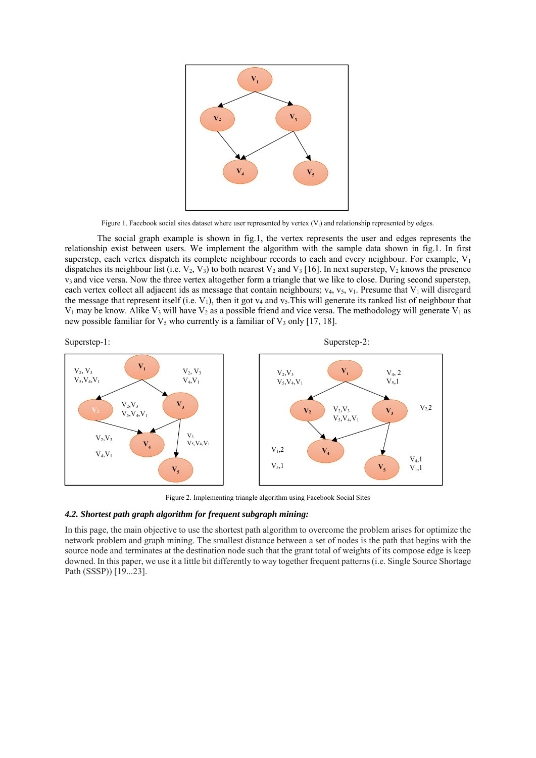Figure 1. Facebook social sites dataset where user represented by vertex ($V_i$) and relationship represented by edges.

The social graph example is shown in fig.1, the vertex represents the user and edges represents the relationship exist between users. We implement the algorithm with the sample data shown in fig.1. In first superstep, each vertex dispatch its complete neighbour records to each and every neighbour. For example, $V_1$ dispatches its neighbour list (i.e. $V_2$, $V_3$) to both nearest $V_2$ and $V_3$ [16]. In next superstep, $V_2$ knows the presence $v_3$ and vice versa. Now the three vertex altogether form a triangle that we like to close. During second superstep, each vertex collect all adjacent ids as message that contain neighbours; $v_4$, $v_5$, $v_1$. Presume that $V_1$ will disregard the message that represent itself (i.e. $V_1$), then it got $v_4$ and $v_5$.This will generate its ranked list of neighbour that $V_1$ may be know. Alike $V_3$ will have $V_2$ as a possible friend and vice versa. The methodology will generate $V_1$ as new possible familiar for $V_5$ who currently is a familiar of $V_3$ only [17, 18].

Superstep-1:

Superstep-2:

Figure 2. Implementing triangle algorithm using Facebook Social Sites

#### *4.2. Shortest path graph algorithm for frequent subgraph mining:*

In this page, the main objective to use the shortest path algorithm to overcome the problem arises for optimize the network problem and graph mining. The smallest distance between a set of nodes is the path that begins with the source node and terminates at the destination node such that the grant total of weights of its compose edge is keep downed. In this paper, we use it a little bit differently to way together frequent patterns (i.e. Single Source Shortage Path (SSSP)) [19...23].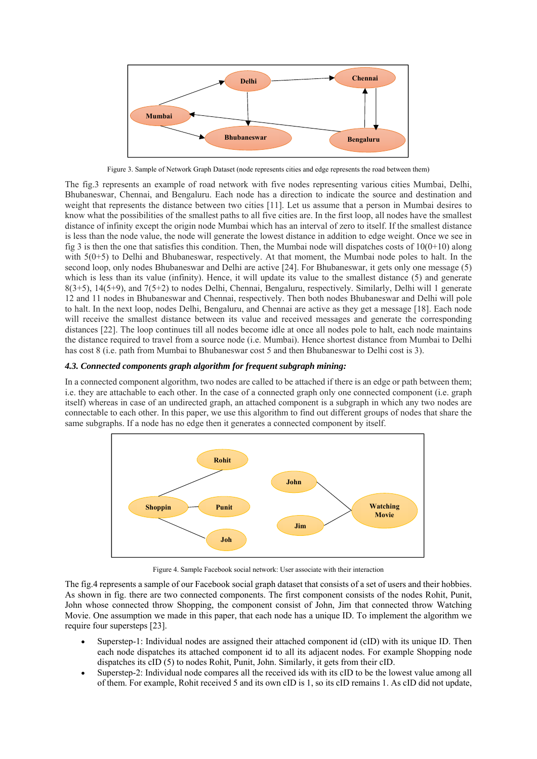Mumbai

Delhi

Chennai

Bhubaneswar

Bengaluru

Figure 3. Sample of Network Graph Dataset (node represents cities and edge represents the road between them)

The fig.3 represents an example of road network with five nodes representing various cities Mumbai, Delhi, Bhubaneswar, Chennai, and Bengaluru. Each node has a direction to indicate the source and destination and weight that represents the distance between two cities [11]. Let us assume that a person in Mumbai desires to know what the possibilities of the smallest paths to all five cities are. In the first loop, all nodes have the smallest distance of infinity except the origin node Mumbai which has an interval of zero to itself. If the smallest distance is less than the node value, the node will generate the lowest distance in addition to edge weight. Once we see in fig 3 is then the one that satisfies this condition. Then, the Mumbai node will dispatches costs of 10(0+10) along with 5(0+5) to Delhi and Bhubaneswar, respectively. At that moment, the Mumbai node poles to halt. In the second loop, only nodes Bhubaneswar and Delhi are active [24]. For Bhubaneswar, it gets only one message (5) which is less than its value (infinity). Hence, it will update its value to the smallest distance (5) and generate 8(3+5), 14(5+9), and 7(5+2) to nodes Delhi, Chennai, Bengaluru, respectively. Similarly, Delhi will 1 generate 12 and 11 nodes in Bhubaneswar and Chennai, respectively. Then both nodes Bhubaneswar and Delhi will pole to halt. In the next loop, nodes Delhi, Bengaluru, and Chennai are active as they get a message [18]. Each node will receive the smallest distance between its value and received messages and generate the corresponding distances [22]. The loop continues till all nodes become idle at once all nodes pole to halt, each node maintains the distance required to travel from a source node (i.e. Mumbai). Hence shortest distance from Mumbai to Delhi has cost 8 (i.e. path from Mumbai to Bhubaneswar cost 5 and then Bhubaneswar to Delhi cost is 3).

### *4.3. Connected components graph algorithm for frequent subgraph mining:*

In a connected component algorithm, two nodes are called to be attached if there is an edge or path between them; i.e. they are attachable to each other. In the case of a connected graph only one connected component (i.e. graph itself) whereas in case of an undirected graph, an attached component is a subgraph in which any two nodes are connectable to each other. In this paper, we use this algorithm to find out different groups of nodes that share the same subgraphs. If a node has no edge then it generates a connected component by itself.

Rohit

Shoppin

Punit

Joh

John

Jim

Watching Movie

Figure 4. Sample Facebook social network: User associate with their interaction

The fig.4 represents a sample of our Facebook social graph dataset that consists of a set of users and their hobbies. As shown in fig. there are two connected components. The first component consists of the nodes Rohit, Punit, John whose connected throw Shopping, the component consist of John, Jim that connected throw Watching Movie. One assumption we made in this paper, that each node has a unique ID. To implement the algorithm we require four supersteps [23].

- Superstep-1: Individual nodes are assigned their attached component id (cID) with its unique ID. Then each node dispatches its attached component id to all its adjacent nodes. For example Shopping node dispatches its cID (5) to nodes Rohit, Punit, John. Similarly, it gets from their cID.
- Superstep-2: Individual node compares all the received ids with its cID to be the lowest value among all of them. For example, Rohit received 5 and its own cID is 1, so its cID remains 1. As cID did not update,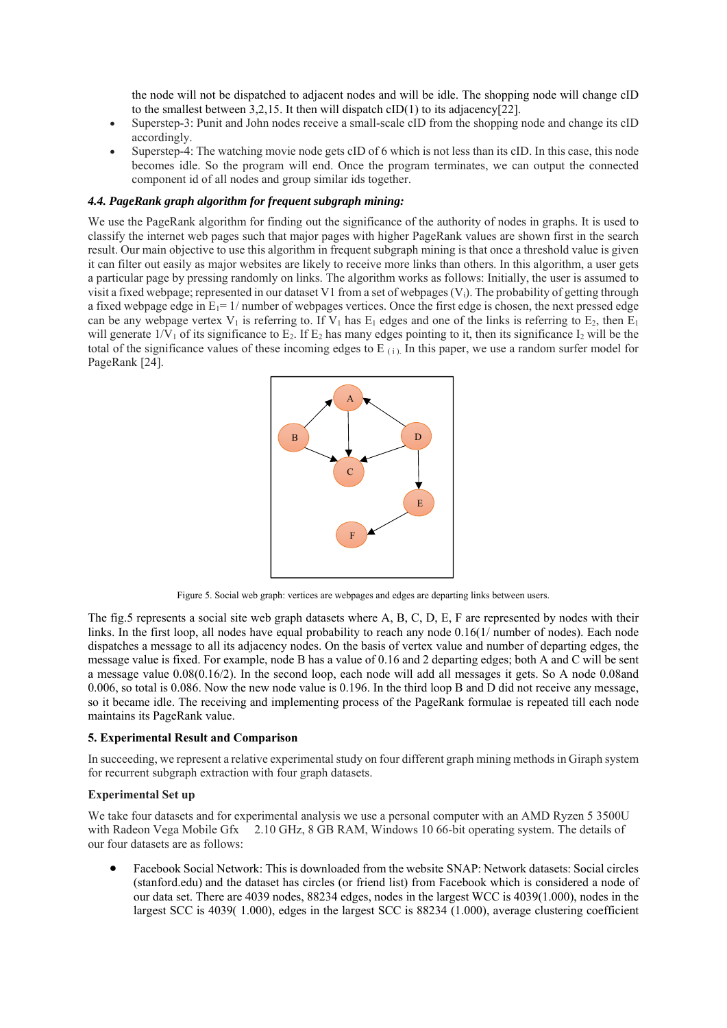the node will not be dispatched to adjacent nodes and will be idle. The shopping node will change cID to the smallest between 3,2,15. It then will dispatch cID(1) to its adjacency[22].

- Superstep-3: Punit and John nodes receive a small-scale cID from the shopping node and change its cID accordingly.
- Superstep-4: The watching movie node gets cID of 6 which is not less than its cID. In this case, this node becomes idle. So the program will end. Once the program terminates, we can output the connected component id of all nodes and group similar ids together.

### *4.4. PageRank graph algorithm for frequent subgraph mining:*

We use the PageRank algorithm for finding out the significance of the authority of nodes in graphs. It is used to classify the internet web pages such that major pages with higher PageRank values are shown first in the search result. Our main objective to use this algorithm in frequent subgraph mining is that once a threshold value is given it can filter out easily as major websites are likely to receive more links than others. In this algorithm, a user gets a particular page by pressing randomly on links. The algorithm works as follows: Initially, the user is assumed to visit a fixed webpage; represented in our dataset V1 from a set of webpages ($V_i$). The probability of getting through a fixed webpage edge in $E_1$= 1/ number of webpages vertices. Once the first edge is chosen, the next pressed edge can be any webpage vertex $V_1$ is referring to. If $V_1$ has $E_1$ edges and one of the links is referring to $E_2$, then $E_1$ will generate $1/V_1$ of its significance to $E_2$. If $E_2$ has many edges pointing to it, then its significance $I_2$ will be the total of the significance values of these incoming edges to $E_{(i)}$. In this paper, we use a random surfer model for PageRank [24].

A
B
D
C
E
F

Figure 5. Social web graph: vertices are webpages and edges are departing links between users.

The fig.5 represents a social site web graph datasets where A, B, C, D, E, F are represented by nodes with their links. In the first loop, all nodes have equal probability to reach any node 0.16(1/ number of nodes). Each node dispatches a message to all its adjacency nodes. On the basis of vertex value and number of departing edges, the message value is fixed. For example, node B has a value of 0.16 and 2 departing edges; both A and C will be sent a message value 0.08(0.16/2). In the second loop, each node will add all messages it gets. So A node 0.08and 0.006, so total is 0.086. Now the new node value is 0.196. In the third loop B and D did not receive any message, so it became idle. The receiving and implementing process of the PageRank formulae is repeated till each node maintains its PageRank value.

## 5. Experimental Result and Comparison

In succeeding, we represent a relative experimental study on four different graph mining methods in Giraph system for recurrent subgraph extraction with four graph datasets.

### Experimental Set up

We take four datasets and for experimental analysis we use a personal computer with an AMD Ryzen 5 3500U with Radeon Vega Mobile Gfx 2.10 GHz, 8 GB RAM, Windows 10 66-bit operating system. The details of our four datasets are as follows:

- Facebook Social Network: This is downloaded from the website SNAP: Network datasets: Social circles (stanford.edu) and the dataset has circles (or friend list) from Facebook which is considered a node of our data set. There are 4039 nodes, 88234 edges, nodes in the largest WCC is 4039(1.000), nodes in the largest SCC is 4039( 1.000), edges in the largest SCC is 88234 (1.000), average clustering coefficient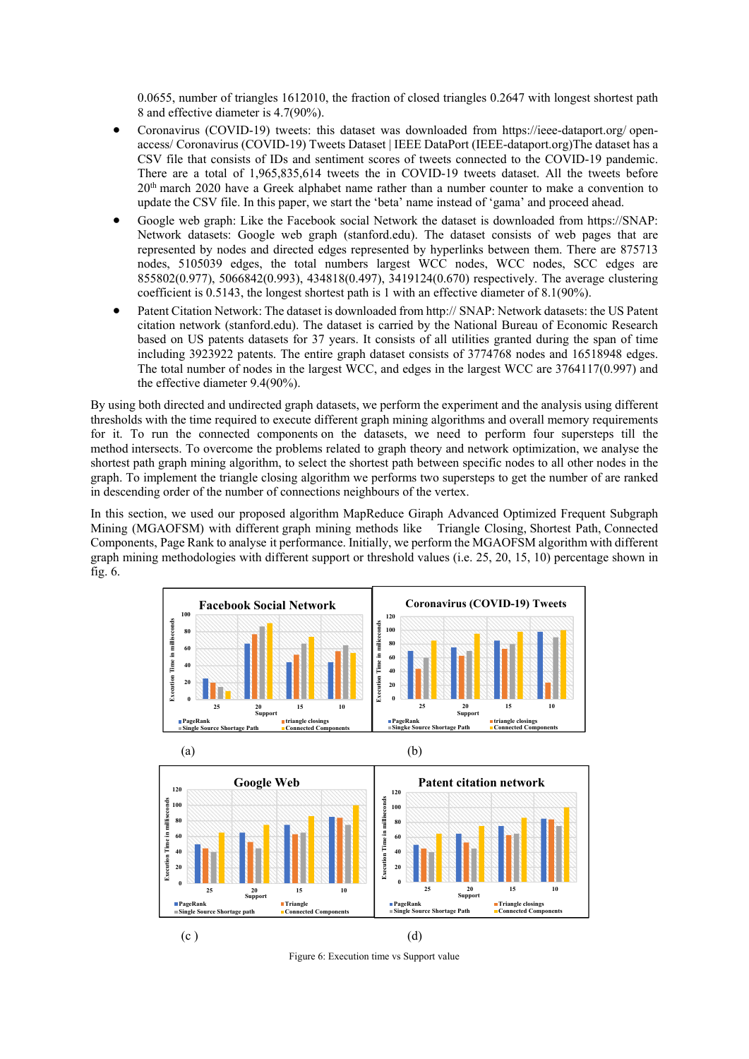0.0655, number of triangles 1612010, the fraction of closed triangles 0.2647 with longest shortest path 8 and effective diameter is 4.7(90%).

- Coronavirus (COVID-19) tweets: this dataset was downloaded from https://ieee-dataport.org/ open-access/ Coronavirus (COVID-19) Tweets Dataset | IEEE DataPort (IEEE-dataport.org)The dataset has a CSV file that consists of IDs and sentiment scores of tweets connected to the COVID-19 pandemic. There are a total of 1,965,835,614 tweets the in COVID-19 tweets dataset. All the tweets before 20th march 2020 have a Greek alphabet name rather than a number counter to make a convention to update the CSV file. In this paper, we start the 'beta' name instead of 'gama' and proceed ahead.
- Google web graph: Like the Facebook social Network the dataset is downloaded from https://SNAP: Network datasets: Google web graph (stanford.edu). The dataset consists of web pages that are represented by nodes and directed edges represented by hyperlinks between them. There are 875713 nodes, 5105039 edges, the total numbers largest WCC nodes, WCC nodes, SCC edges are 855802(0.977), 5066842(0.993), 434818(0.497), 3419124(0.670) respectively. The average clustering coefficient is 0.5143, the longest shortest path is 1 with an effective diameter of 8.1(90%).
- Patent Citation Network: The dataset is downloaded from http:// SNAP: Network datasets: the US Patent citation network (stanford.edu). The dataset is carried by the National Bureau of Economic Research based on US patents datasets for 37 years. It consists of all utilities granted during the span of time including 3923922 patents. The entire graph dataset consists of 3774768 nodes and 16518948 edges. The total number of nodes in the largest WCC, and edges in the largest WCC are 3764117(0.997) and the effective diameter 9.4(90%).

By using both directed and undirected graph datasets, we perform the experiment and the analysis using different thresholds with the time required to execute different graph mining algorithms and overall memory requirements for it. To run the connected components on the datasets, we need to perform four supersteps till the method intersects. To overcome the problems related to graph theory and network optimization, we analyse the shortest path graph mining algorithm, to select the shortest path between specific nodes to all other nodes in the graph. To implement the triangle closing algorithm we performs two supersteps to get the number of are ranked in descending order of the number of connections neighbours of the vertex.

In this section, we used our proposed algorithm MapReduce Giraph Advanced Optimized Frequent Subgraph Mining (MGAOFSM) with different graph mining methods like Triangle Closing, Shortest Path, Connected Components, Page Rank to analyse it performance. Initially, we perform the MGAOFSM algorithm with different graph mining methodologies with different support or threshold values (i.e. 25, 20, 15, 10) percentage shown in fig. 6.

Facebook Social Network

Execution Time in milliseconds

0 20 40 60 80 100

25 20 15 10

Support

PageRank
triangle closings
Single Source Shortage Path
Connected Components

(a)

Coronavirus (COVID-19) Tweets

Execution Time in milliseconds

0 20 40 60 80 100 120

25 20 15 10

Support

PageRank
triangle closings
Singke Source Shortage Path
Connected Components

(b)

Google Web

Execution Time in milliseconds

0 20 40 60 80 100 120

25 20 15 10

Support

PageRank
Triangle
Single Source Shortage path
Connected Components

(c )

Patent citation network

Execution Time in milliseconds

0 20 40 60 80 100 120

25 20 15 10

Support

PageRank
Triangle closings
Single Source Shortage Path
Connected Components

(d)

Figure 6: Execution time vs Support value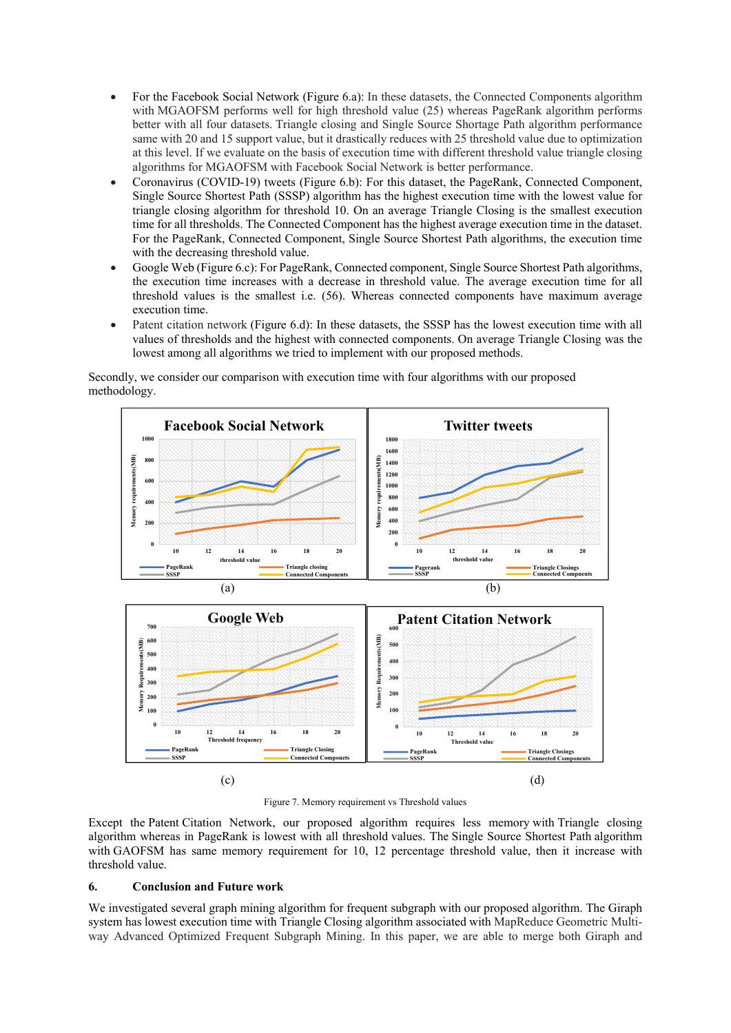- For the Facebook Social Network (Figure 6.a): In these datasets, the Connected Components algorithm with MGAOFSM performs well for high threshold value (25) whereas PageRank algorithm performs better with all four datasets. Triangle closing and Single Source Shortage Path algorithm performance same with 20 and 15 support value, but it drastically reduces with 25 threshold value due to optimization at this level. If we evaluate on the basis of execution time with different threshold value triangle closing algorithms for MGAOFSM with Facebook Social Network is better performance.
- Coronavirus (COVID-19) tweets (Figure 6.b): For this dataset, the PageRank, Connected Component, Single Source Shortest Path (SSSP) algorithm has the highest execution time with the lowest value for triangle closing algorithm for threshold 10. On an average Triangle Closing is the smallest execution time for all thresholds. The Connected Component has the highest average execution time in the dataset. For the PageRank, Connected Component, Single Source Shortest Path algorithms, the execution time with the decreasing threshold value.
- Google Web (Figure 6.c): For PageRank, Connected component, Single Source Shortest Path algorithms, the execution time increases with a decrease in threshold value. The average execution time for all threshold values is the smallest i.e. (56). Whereas connected components have maximum average execution time.
- Patent citation network (Figure 6.d): In these datasets, the SSSP has the lowest execution time with all values of thresholds and the highest with connected components. On average Triangle Closing was the lowest among all algorithms we tried to implement with our proposed methods.

Secondly, we consider our comparison with execution time with four algorithms with our proposed methodology.

(a) (b)

(c) (d)

Figure 7. Memory requirement vs Threshold values

Except the Patent Citation Network, our proposed algorithm requires less memory with Triangle closing algorithm whereas in PageRank is lowest with all threshold values. The Single Source Shortest Path algorithm with GAOFSM has same memory requirement for 10, 12 percentage threshold value, then it increase with threshold value.

## 6. Conclusion and Future work

We investigated several graph mining algorithm for frequent subgraph with our proposed algorithm. The Giraph system has lowest execution time with Triangle Closing algorithm associated with MapReduce Geometric Multi-way Advanced Optimized Frequent Subgraph Mining. In this paper, we are able to merge both Giraph and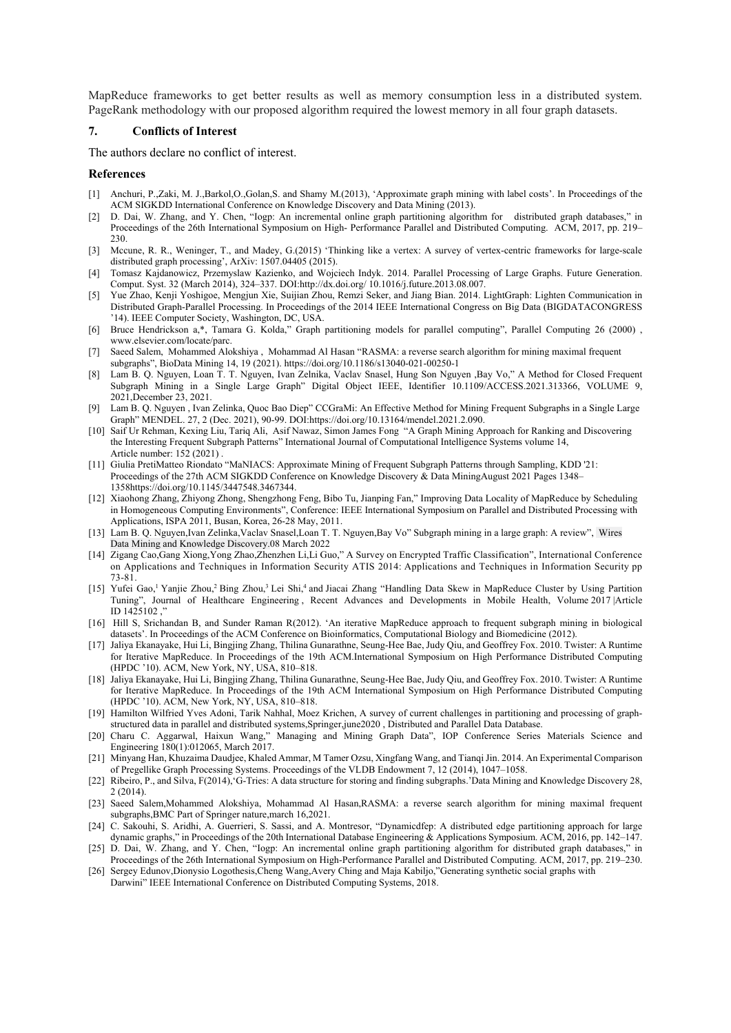MapReduce frameworks to get better results as well as memory consumption less in a distributed system. PageRank methodology with our proposed algorithm required the lowest memory in all four graph datasets.

## 7. Conflicts of Interest

The authors declare no conflict of interest.

## References

[1] Anchuri, P.,Zaki, M. J.,Barkol,O.,Golan,S. and Shamy M.(2013), 'Approximate graph mining with label costs'. In Proceedings of the ACM SIGKDD International Conference on Knowledge Discovery and Data Mining (2013).

[2] D. Dai, W. Zhang, and Y. Chen, "Iogp: An incremental online graph partitioning algorithm for distributed graph databases," in Proceedings of the 26th International Symposium on High- Performance Parallel and Distributed Computing. ACM, 2017, pp. 219–230.

[3] Mccune, R. R., Weninger, T., and Madey, G.(2015) 'Thinking like a vertex: A survey of vertex-centric frameworks for large-scale distributed graph processing', ArXiv: 1507.04405 (2015).

[4] Tomasz Kajdanowicz, Przemyslaw Kazienko, and Wojciech Indyk. 2014. Parallel Processing of Large Graphs. Future Generation. Comput. Syst. 32 (March 2014), 324–337. DOI:http://dx.doi.org/ 10.1016/j.future.2013.08.007.

[5] Yue Zhao, Kenji Yoshigoe, Mengjun Xie, Suijian Zhou, Remzi Seker, and Jiang Bian. 2014. LightGraph: Lighten Communication in Distributed Graph-Parallel Processing. In Proceedings of the 2014 IEEE International Congress on Big Data (BIGDATACONGRESS '14). IEEE Computer Society, Washington, DC, USA.

[6] Bruce Hendrickson a,*, Tamara G. Kolda," Graph partitioning models for parallel computing", Parallel Computing 26 (2000) , www.elsevier.com/locate/parc.

[7] Saeed Salem, Mohammed Alokshiya , Mohammad Al Hasan "RASMA: a reverse search algorithm for mining maximal frequent subgraphs", BioData Mining 14, 19 (2021). https://doi.org/10.1186/s13040-021-00250-1

[8] Lam B. Q. Nguyen, Loan T. T. Nguyen, Ivan Zelnika, Vaclav Snasel, Hung Son Nguyen ,Bay Vo," A Method for Closed Frequent Subgraph Mining in a Single Large Graph" Digital Object IEEE, Identifier 10.1109/ACCESS.2021.313366, VOLUME 9, 2021,December 23, 2021.

[9] Lam B. Q. Nguyen , Ivan Zelinka, Quoc Bao Diep" CCGraMi: An Effective Method for Mining Frequent Subgraphs in a Single Large Graph" MENDEL. 27, 2 (Dec. 2021), 90-99. DOI:https://doi.org/10.13164/mendel.2021.2.090.

[10] Saif Ur Rehman, Kexing Liu, Tariq Ali, Asif Nawaz, Simon James Fong "A Graph Mining Approach for Ranking and Discovering the Interesting Frequent Subgraph Patterns" International Journal of Computational Intelligence Systems volume 14, Article number: 152 (2021) .

[11] Giulia PretiMatteo Riondato "MaNIACS: Approximate Mining of Frequent Subgraph Patterns through Sampling, KDD '21: Proceedings of the 27th ACM SIGKDD Conference on Knowledge Discovery & Data MiningAugust 2021 Pages 1348–1358https://doi.org/10.1145/3447548.3467344.

[12] Xiaohong Zhang, Zhiyong Zhong, Shengzhong Feng, Bibo Tu, Jianping Fan," Improving Data Locality of MapReduce by Scheduling in Homogeneous Computing Environments", Conference: IEEE International Symposium on Parallel and Distributed Processing with Applications, ISPA 2011, Busan, Korea, 26-28 May, 2011.

[13] Lam B. Q. Nguyen,Ivan Zelinka,Vaclav Snasel,Loan T. T. Nguyen,Bay Vo" Subgraph mining in a large graph: A review", Wires Data Mining and Knowledge Discovery.08 March 2022

[14] Zigang Cao,Gang Xiong,Yong Zhao,Zhenzhen Li,Li Guo," A Survey on Encrypted Traffic Classification", International Conference on Applications and Techniques in Information Security ATIS 2014: Applications and Techniques in Information Security pp 73-81.

[15] Yufei Gao,[1] Yanjie Zhou,[2] Bing Zhou,[3] Lei Shi,[4] and Jiacai Zhang "Handling Data Skew in MapReduce Cluster by Using Partition Tuning", Journal of Healthcare Engineering , Recent Advances and Developments in Mobile Health, Volume 2017 |Article ID 1425102 ,"

[16] Hill S, Srichandan B, and Sunder Raman R(2012). 'An iterative MapReduce approach to frequent subgraph mining in biological datasets'. In Proceedings of the ACM Conference on Bioinformatics, Computational Biology and Biomedicine (2012).

[17] Jaliya Ekanayake, Hui Li, Bingjing Zhang, Thilina Gunarathne, Seung-Hee Bae, Judy Qiu, and Geoffrey Fox. 2010. Twister: A Runtime for Iterative MapReduce. In Proceedings of the 19th ACM.International Symposium on High Performance Distributed Computing (HPDC '10). ACM, New York, NY, USA, 810–818.

[18] Jaliya Ekanayake, Hui Li, Bingjing Zhang, Thilina Gunarathne, Seung-Hee Bae, Judy Qiu, and Geoffrey Fox. 2010. Twister: A Runtime for Iterative MapReduce. In Proceedings of the 19th ACM International Symposium on High Performance Distributed Computing (HPDC '10). ACM, New York, NY, USA, 810–818.

[19] Hamilton Wilfried Yves Adoni, Tarik Nahhal, Moez Krichen, A survey of current challenges in partitioning and processing of graph-structured data in parallel and distributed systems,Springer,june2020 , Distributed and Parallel Data Database.

[20] Charu C. Aggarwal, Haixun Wang," Managing and Mining Graph Data", IOP Conference Series Materials Science and Engineering 180(1):012065, March 2017.

[21] Minyang Han, Khuzaima Daudjee, Khaled Ammar, M Tamer Ozsu, Xingfang Wang, and Tianqi Jin. 2014. An Experimental Comparison of Pregellike Graph Processing Systems. Proceedings of the VLDB Endowment 7, 12 (2014), 1047–1058.

[22] Ribeiro, P., and Silva, F(2014),'G-Tries: A data structure for storing and finding subgraphs.'Data Mining and Knowledge Discovery 28, 2 (2014).

[23] Saeed Salem,Mohammed Alokshiya, Mohammad Al Hasan,RASMA: a reverse search algorithm for mining maximal frequent subgraphs,BMC Part of Springer nature,march 16,2021.

[24] C. Sakouhi, S. Aridhi, A. Guerrieri, S. Sassi, and A. Montresor, "Dynamicdfep: A distributed edge partitioning approach for large dynamic graphs," in Proceedings of the 20th International Database Engineering & Applications Symposium. ACM, 2016, pp. 142–147.

[25] D. Dai, W. Zhang, and Y. Chen, "Iogp: An incremental online graph partitioning algorithm for distributed graph databases," in Proceedings of the 26th International Symposium on High-Performance Parallel and Distributed Computing. ACM, 2017, pp. 219–230.

[26] Sergey Edunov,Dionysio Logothesis,Cheng Wang,Avery Ching and Maja Kabiljo,"Generating synthetic social graphs with Darwini" IEEE International Conference on Distributed Computing Systems, 2018.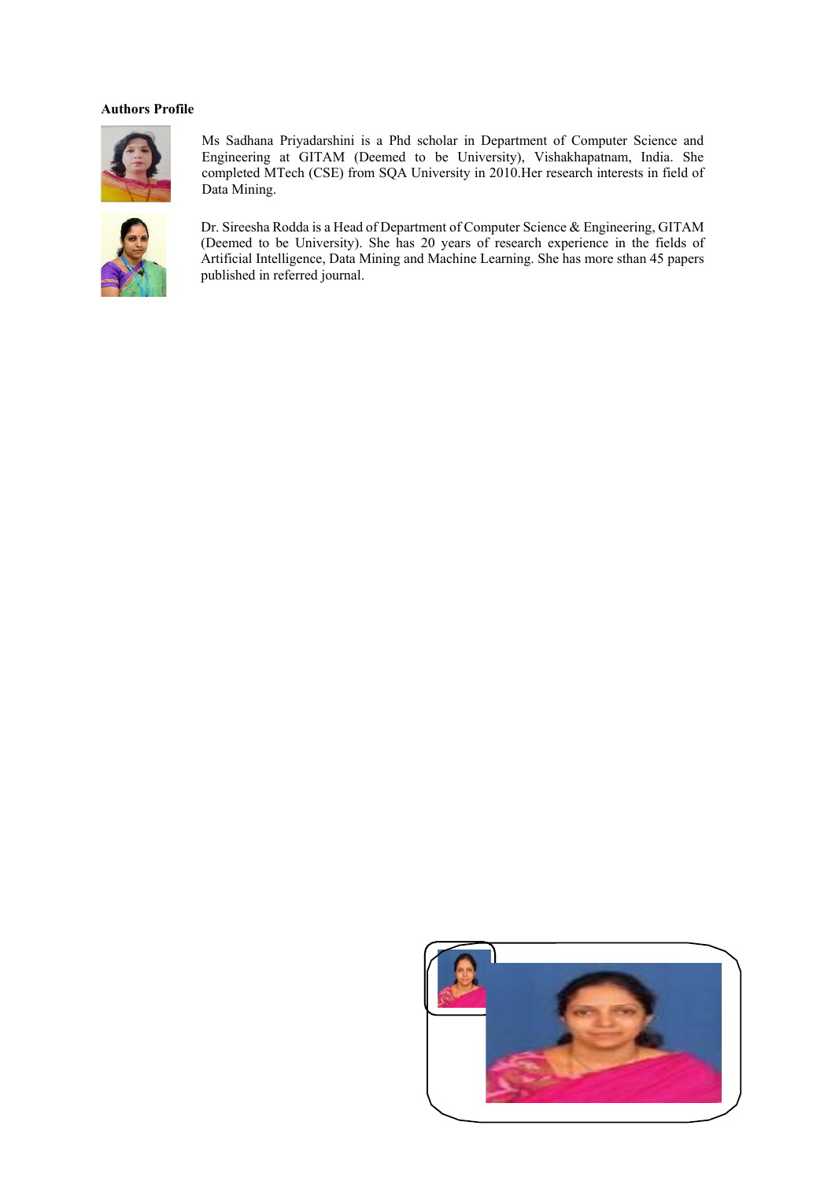**Authors Profile**

Ms Sadhana Priyadarshini is a Phd scholar in Department of Computer Science and Engineering at GITAM (Deemed to be University), Vishakhapatnam, India. She completed MTech (CSE) from SQA University in 2010.Her research interests in field of Data Mining.

Dr. Sireesha Rodda is a Head of Department of Computer Science & Engineering, GITAM (Deemed to be University). She has 20 years of research experience in the fields of Artificial Intelligence, Data Mining and Machine Learning. She has more sthan 45 papers published in referred journal.